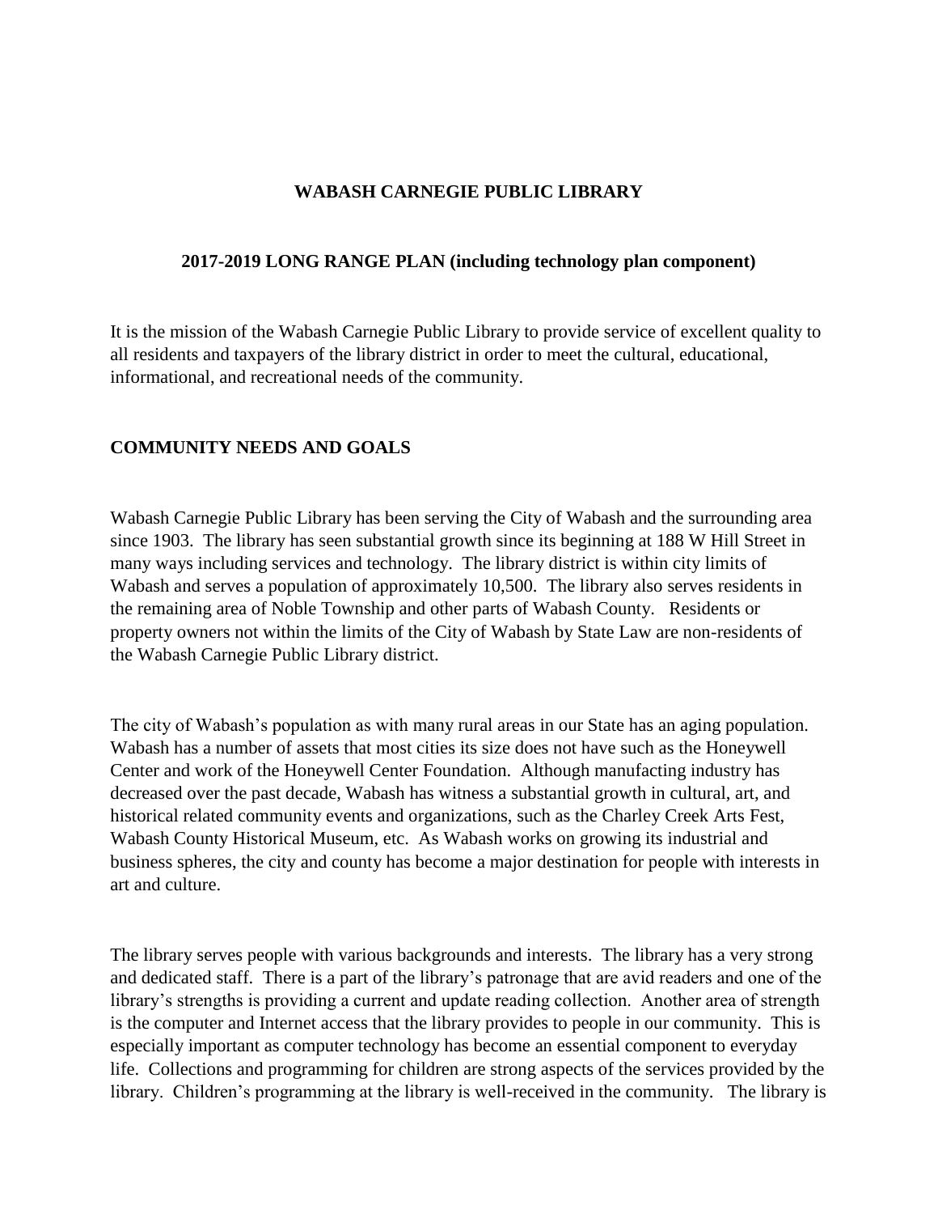# WABASH CARNEGIE PUBLIC LIBRARY

## 2017-2019 LONG RANGE PLAN (including technology plan component)

It is the mission of the Wabash Carnegie Public Library to provide service of excellent quality to all residents and taxpayers of the library district in order to meet the cultural, educational, informational, and recreational needs of the community.

## COMMUNITY NEEDS AND GOALS

Wabash Carnegie Public Library has been serving the City of Wabash and the surrounding area since 1903. The library has seen substantial growth since its beginning at 188 W Hill Street in many ways including services and technology. The library district is within city limits of Wabash and serves a population of approximately 10,500. The library also serves residents in the remaining area of Noble Township and other parts of Wabash County. Residents or property owners not within the limits of the City of Wabash by State Law are non-residents of the Wabash Carnegie Public Library district.

The city of Wabash's population as with many rural areas in our State has an aging population. Wabash has a number of assets that most cities its size does not have such as the Honeywell Center and work of the Honeywell Center Foundation. Although manufacting industry has decreased over the past decade, Wabash has witness a substantial growth in cultural, art, and historical related community events and organizations, such as the Charley Creek Arts Fest, Wabash County Historical Museum, etc. As Wabash works on growing its industrial and business spheres, the city and county has become a major destination for people with interests in art and culture.

The library serves people with various backgrounds and interests. The library has a very strong and dedicated staff. There is a part of the library's patronage that are avid readers and one of the library's strengths is providing a current and update reading collection. Another area of strength is the computer and Internet access that the library provides to people in our community. This is especially important as computer technology has become an essential component to everyday life. Collections and programming for children are strong aspects of the services provided by the library. Children's programming at the library is well-received in the community. The library is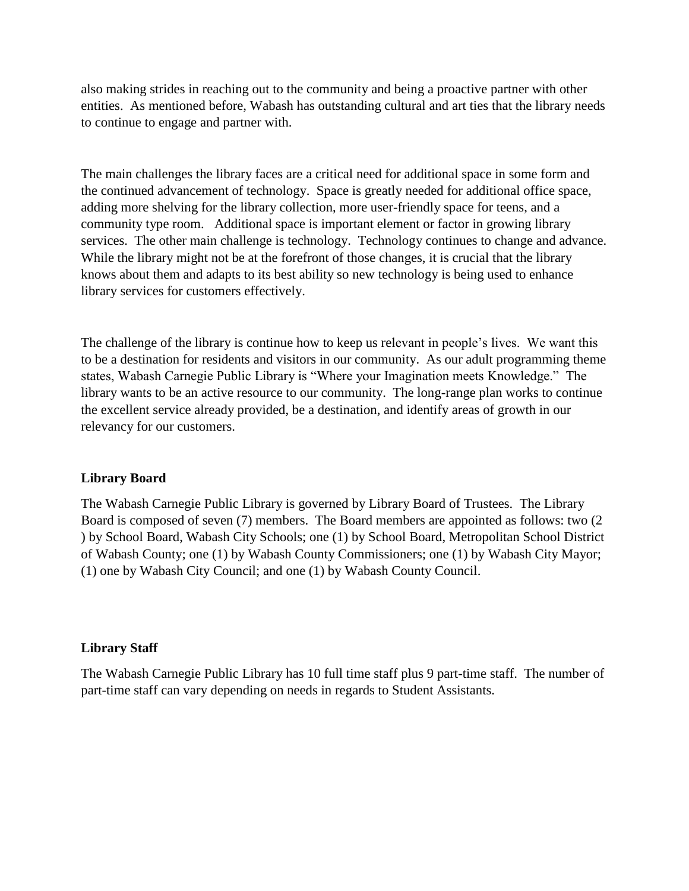also making strides in reaching out to the community and being a proactive partner with other entities. As mentioned before, Wabash has outstanding cultural and art ties that the library needs to continue to engage and partner with.

The main challenges the library faces are a critical need for additional space in some form and the continued advancement of technology. Space is greatly needed for additional office space, adding more shelving for the library collection, more user-friendly space for teens, and a community type room. Additional space is important element or factor in growing library services. The other main challenge is technology. Technology continues to change and advance. While the library might not be at the forefront of those changes, it is crucial that the library knows about them and adapts to its best ability so new technology is being used to enhance library services for customers effectively.

The challenge of the library is continue how to keep us relevant in people's lives. We want this to be a destination for residents and visitors in our community. As our adult programming theme states, Wabash Carnegie Public Library is "Where your Imagination meets Knowledge." The library wants to be an active resource to our community. The long-range plan works to continue the excellent service already provided, be a destination, and identify areas of growth in our relevancy for our customers.

**Library Board**

The Wabash Carnegie Public Library is governed by Library Board of Trustees. The Library Board is composed of seven (7) members. The Board members are appointed as follows: two (2 ) by School Board, Wabash City Schools; one (1) by School Board, Metropolitan School District of Wabash County; one (1) by Wabash County Commissioners; one (1) by Wabash City Mayor; (1) one by Wabash City Council; and one (1) by Wabash County Council.

**Library Staff**

The Wabash Carnegie Public Library has 10 full time staff plus 9 part-time staff. The number of part-time staff can vary depending on needs in regards to Student Assistants.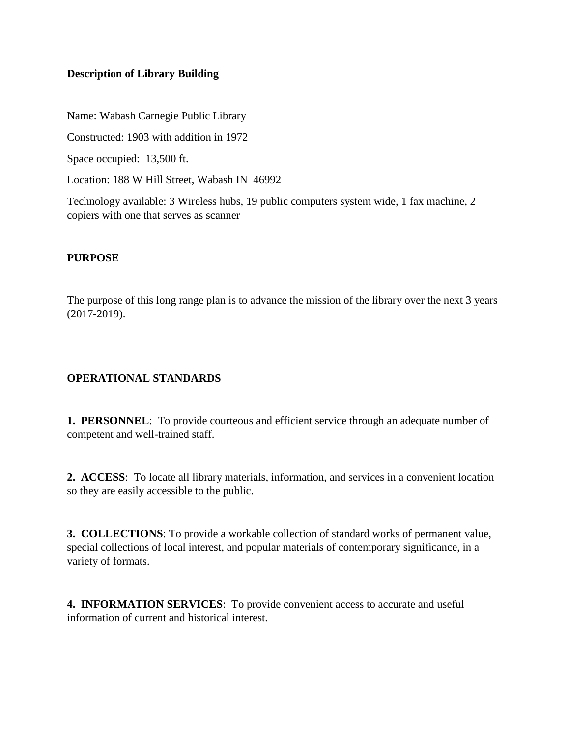**Description of Library Building**

Name: Wabash Carnegie Public Library

Constructed: 1903 with addition in 1972

Space occupied:  13,500 ft.

Location: 188 W Hill Street, Wabash IN  46992

Technology available: 3 Wireless hubs, 19 public computers system wide, 1 fax machine, 2 copiers with one that serves as scanner

**PURPOSE**

The purpose of this long range plan is to advance the mission of the library over the next 3 years (2017-2019).

**OPERATIONAL STANDARDS**

**1.  PERSONNEL**:  To provide courteous and efficient service through an adequate number of competent and well-trained staff.

**2.  ACCESS**:  To locate all library materials, information, and services in a convenient location so they are easily accessible to the public.

**3.  COLLECTIONS**: To provide a workable collection of standard works of permanent value, special collections of local interest, and popular materials of contemporary significance, in a variety of formats.

**4.  INFORMATION SERVICES**:  To provide convenient access to accurate and useful information of current and historical interest.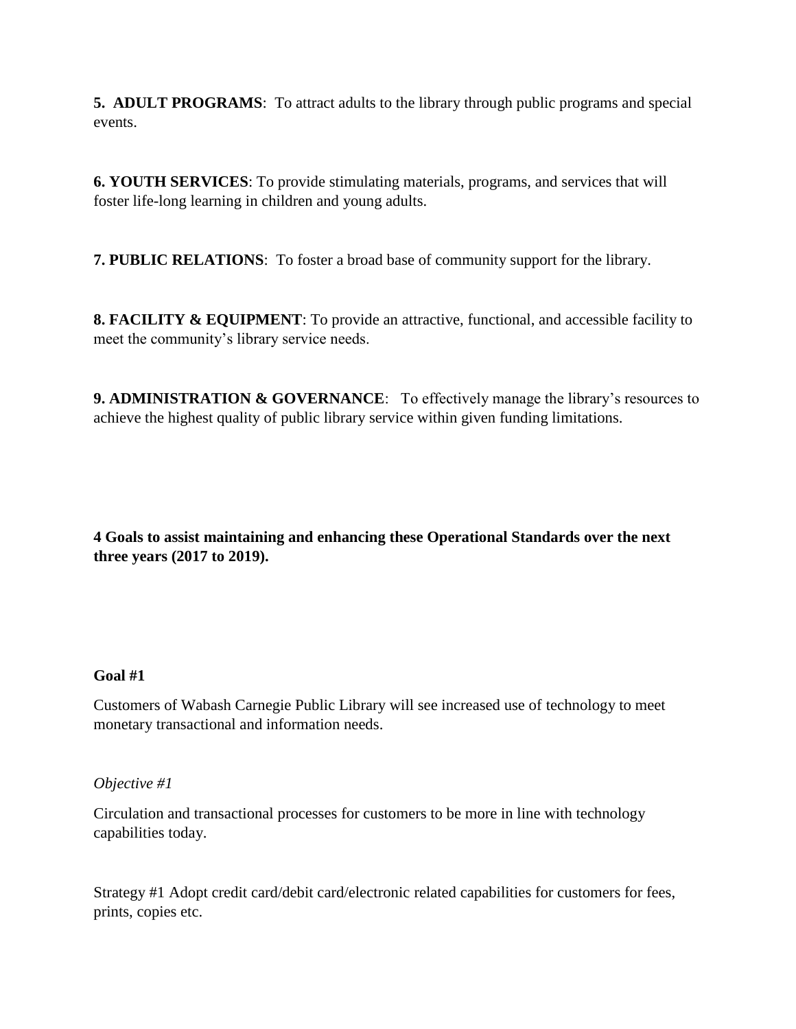**5. ADULT PROGRAMS**: To attract adults to the library through public programs and special events.

**6. YOUTH SERVICES**: To provide stimulating materials, programs, and services that will foster life-long learning in children and young adults.

**7. PUBLIC RELATIONS**: To foster a broad base of community support for the library.

**8. FACILITY & EQUIPMENT**: To provide an attractive, functional, and accessible facility to meet the community's library service needs.

**9. ADMINISTRATION & GOVERNANCE**: To effectively manage the library's resources to achieve the highest quality of public library service within given funding limitations.

**4 Goals to assist maintaining and enhancing these Operational Standards over the next three years (2017 to 2019).**

**Goal #1**

Customers of Wabash Carnegie Public Library will see increased use of technology to meet monetary transactional and information needs.

*Objective #1*

Circulation and transactional processes for customers to be more in line with technology capabilities today.

Strategy #1 Adopt credit card/debit card/electronic related capabilities for customers for fees, prints, copies etc.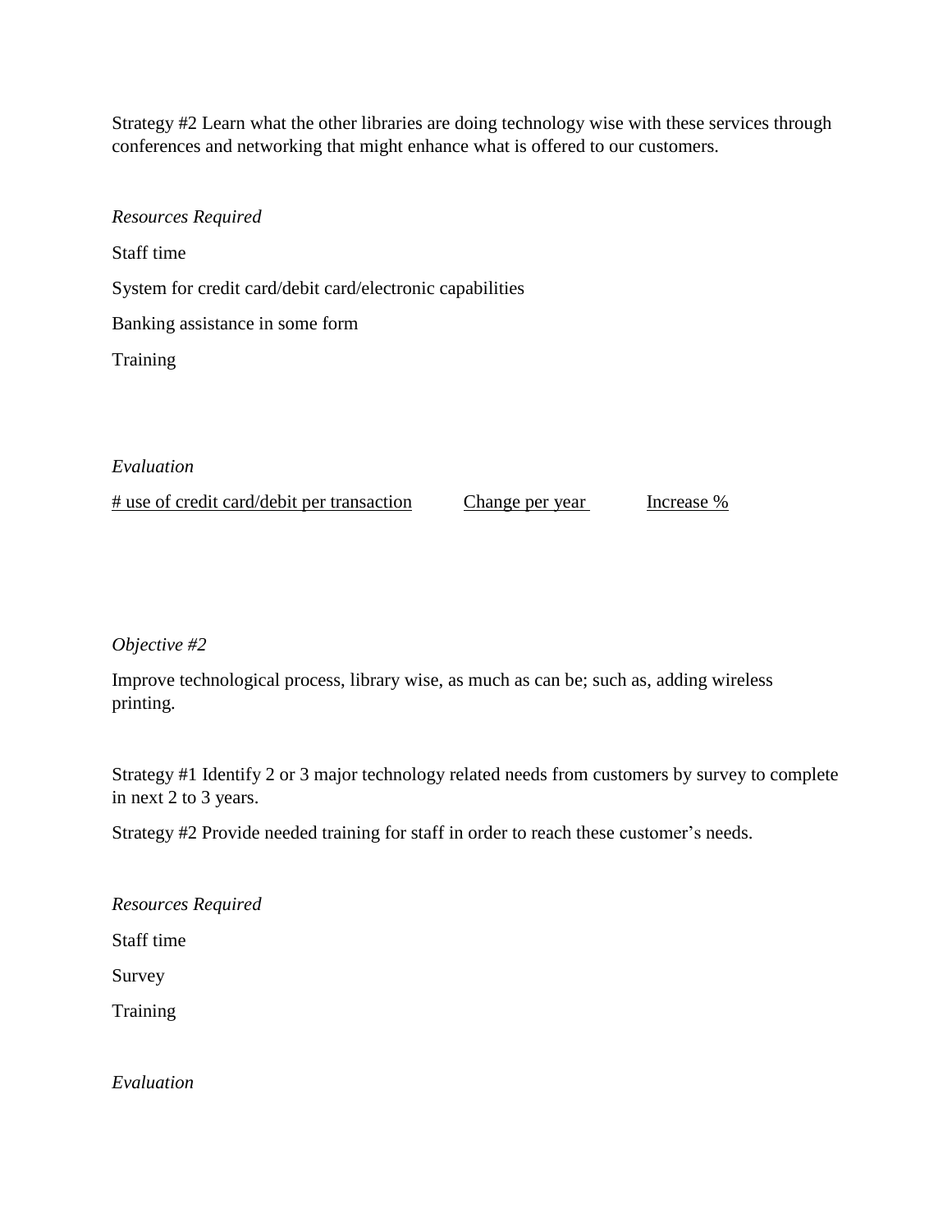Strategy #2 Learn what the other libraries are doing technology wise with these services through conferences and networking that might enhance what is offered to our customers.

*Resources Required*

Staff time

System for credit card/debit card/electronic capabilities

Banking assistance in some form

Training

*Evaluation*

<u># use of credit card/debit per transaction</u>  <u>Change per year</u>  <u>Increase %</u>

*Objective #2*

Improve technological process, library wise, as much as can be; such as, adding wireless printing.

Strategy #1 Identify 2 or 3 major technology related needs from customers by survey to complete in next 2 to 3 years.

Strategy #2 Provide needed training for staff in order to reach these customer's needs.

*Resources Required*

Staff time

Survey

Training

*Evaluation*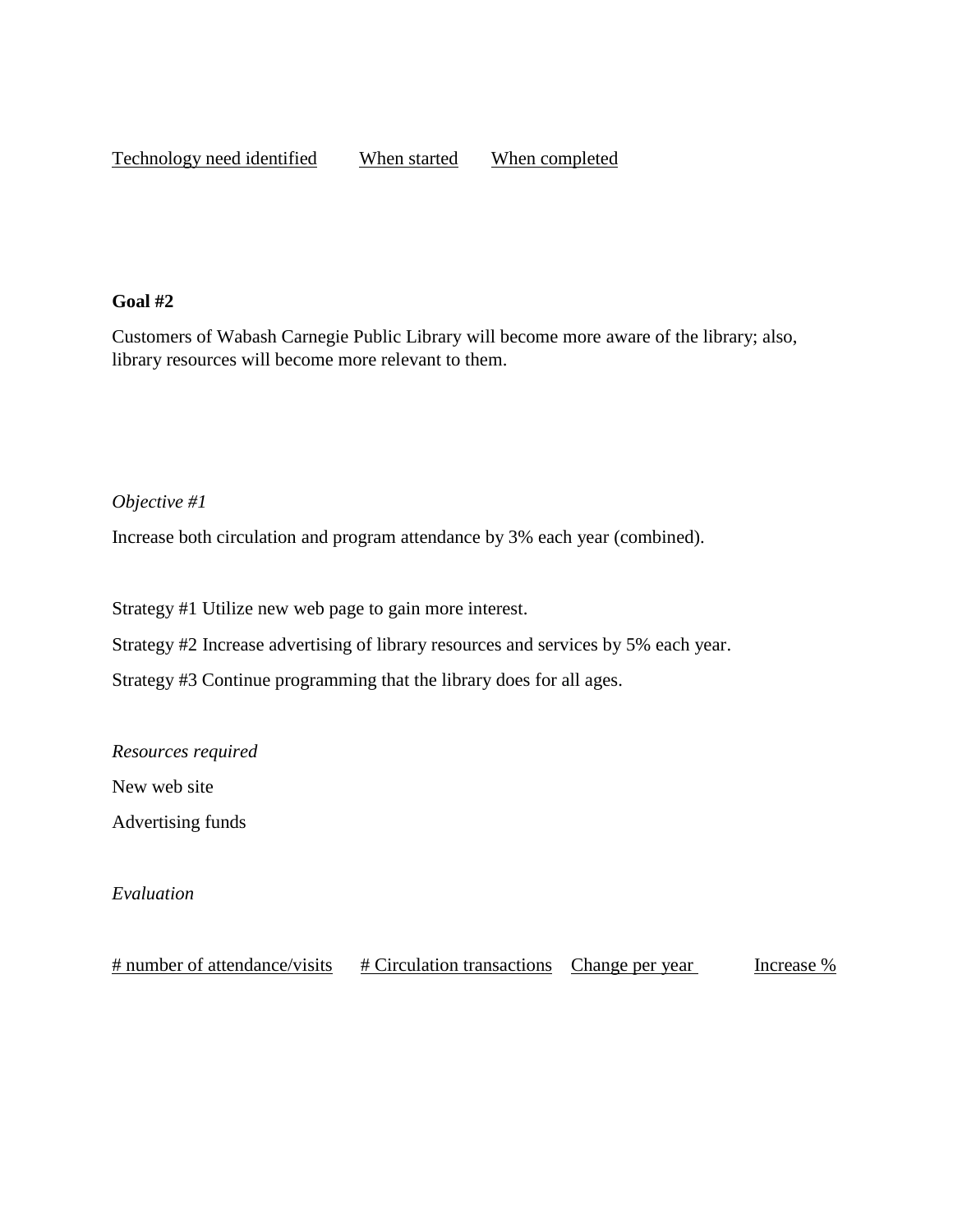| Technology need identified | When started | When completed |
| --- | --- | --- |

**Goal #2**

Customers of Wabash Carnegie Public Library will become more aware of the library; also, library resources will become more relevant to them.

*Objective #1*

Increase both circulation and program attendance by 3% each year (combined).

Strategy #1 Utilize new web page to gain more interest.

Strategy #2 Increase advertising of library resources and services by 5% each year.

Strategy #3 Continue programming that the library does for all ages.

*Resources required*

New web site

Advertising funds

*Evaluation*

| # number of attendance/visits | # Circulation transactions | Change per year | Increase % |
| --- | --- | --- | --- |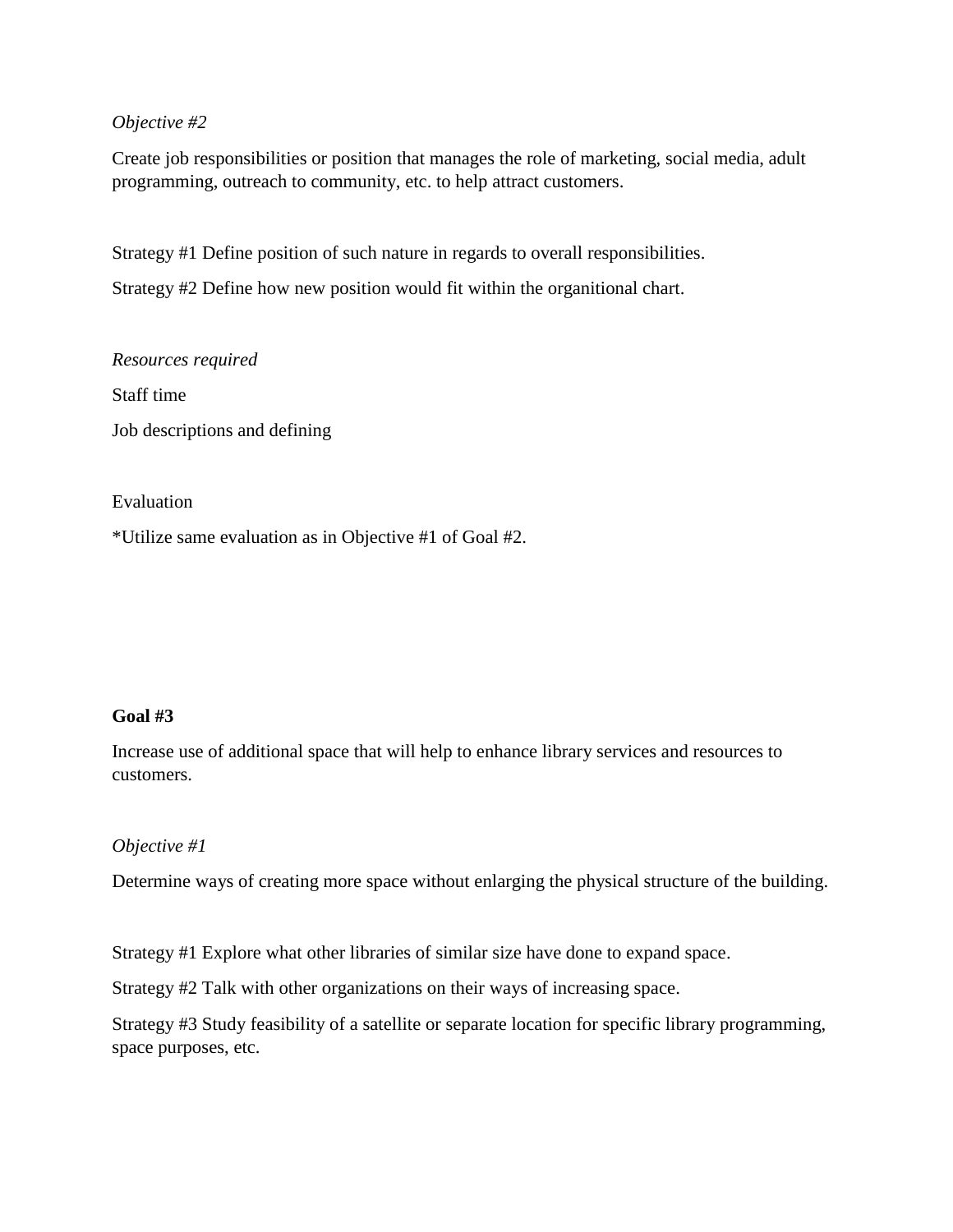*Objective #2*

Create job responsibilities or position that manages the role of marketing, social media, adult programming, outreach to community, etc. to help attract customers.

Strategy #1 Define position of such nature in regards to overall responsibilities.

Strategy #2 Define how new position would fit within the organitional chart.

*Resources required*

Staff time

Job descriptions and defining

Evaluation

*Utilize same evaluation as in Objective #1 of Goal #2.

**Goal #3**

Increase use of additional space that will help to enhance library services and resources to customers.

*Objective #1*

Determine ways of creating more space without enlarging the physical structure of the building.

Strategy #1 Explore what other libraries of similar size have done to expand space.

Strategy #2 Talk with other organizations on their ways of increasing space.

Strategy #3 Study feasibility of a satellite or separate location for specific library programming, space purposes, etc.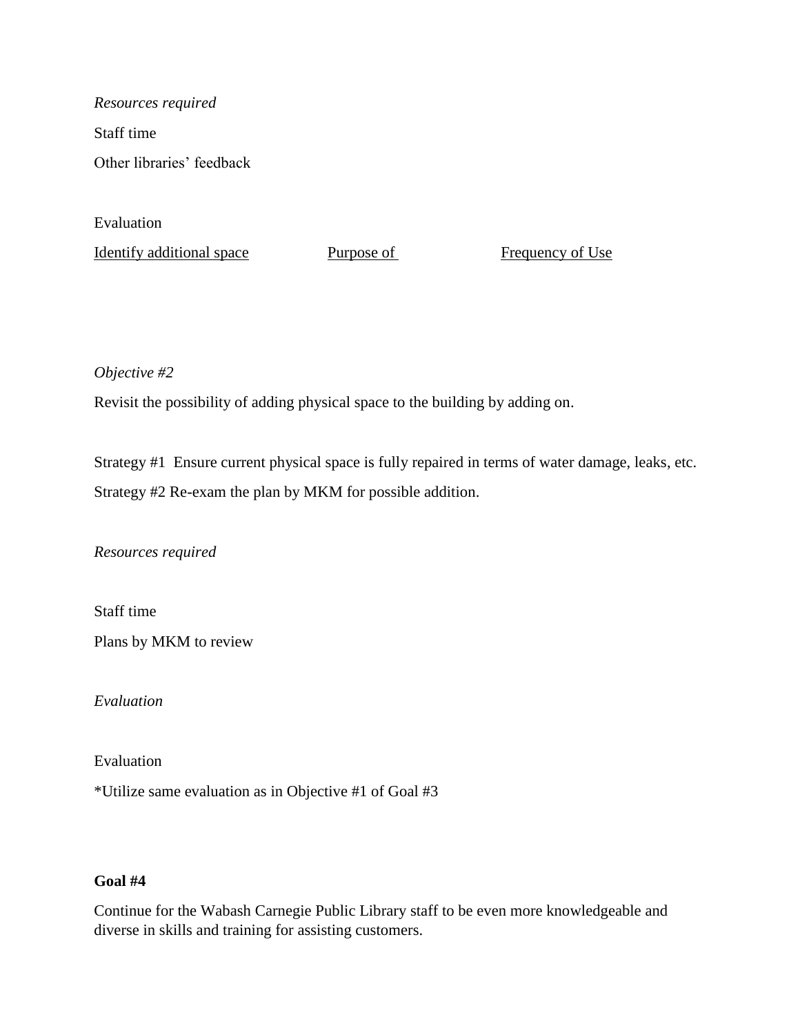*Resources required*

Staff time

Other libraries' feedback

Evaluation

| Identify additional space | Purpose of | Frequency of Use |
| --- | --- | --- |
| | | |

*Objective #2*

Revisit the possibility of adding physical space to the building by adding on.

Strategy #1 Ensure current physical space is fully repaired in terms of water damage, leaks, etc.

Strategy #2 Re-exam the plan by MKM for possible addition.

*Resources required*

Staff time

Plans by MKM to review

*Evaluation*

Evaluation

*Utilize same evaluation as in Objective #1 of Goal #3

**Goal #4**

Continue for the Wabash Carnegie Public Library staff to be even more knowledgeable and diverse in skills and training for assisting customers.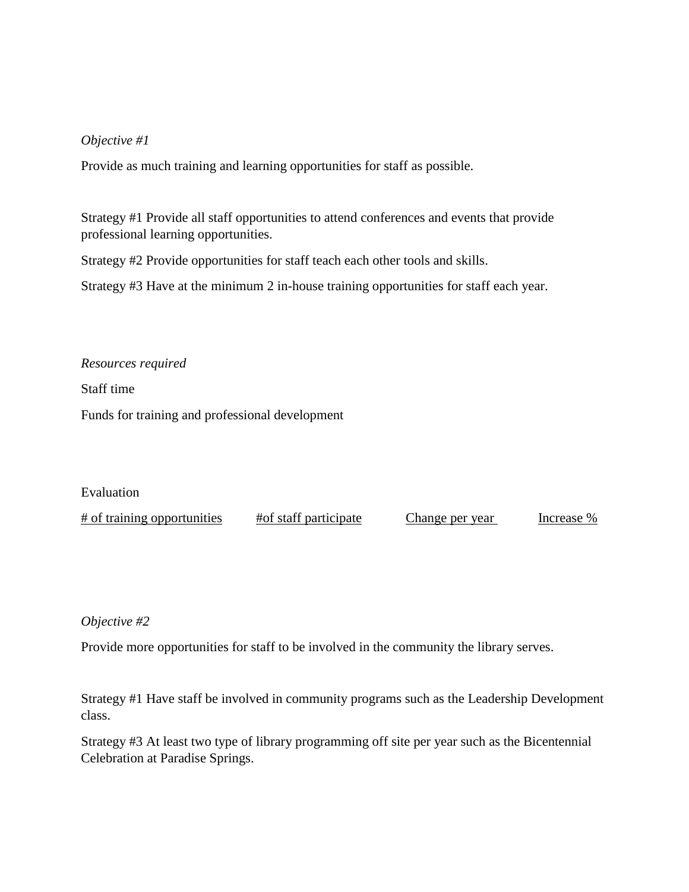*Objective #1*

Provide as much training and learning opportunities for staff as possible.

Strategy #1 Provide all staff opportunities to attend conferences and events that provide professional learning opportunities.

Strategy #2 Provide opportunities for staff teach each other tools and skills.

Strategy #3 Have at the minimum 2 in-house training opportunities for staff each year.

*Resources required*

Staff time

Funds for training and professional development

Evaluation

| # of training opportunities | #of staff participate | Change per year | Increase % |
| --- | --- | --- | --- |

*Objective #2*

Provide more opportunities for staff to be involved in the community the library serves.

Strategy #1 Have staff be involved in community programs such as the Leadership Development class.

Strategy #3 At least two type of library programming off site per year such as the Bicentennial Celebration at Paradise Springs.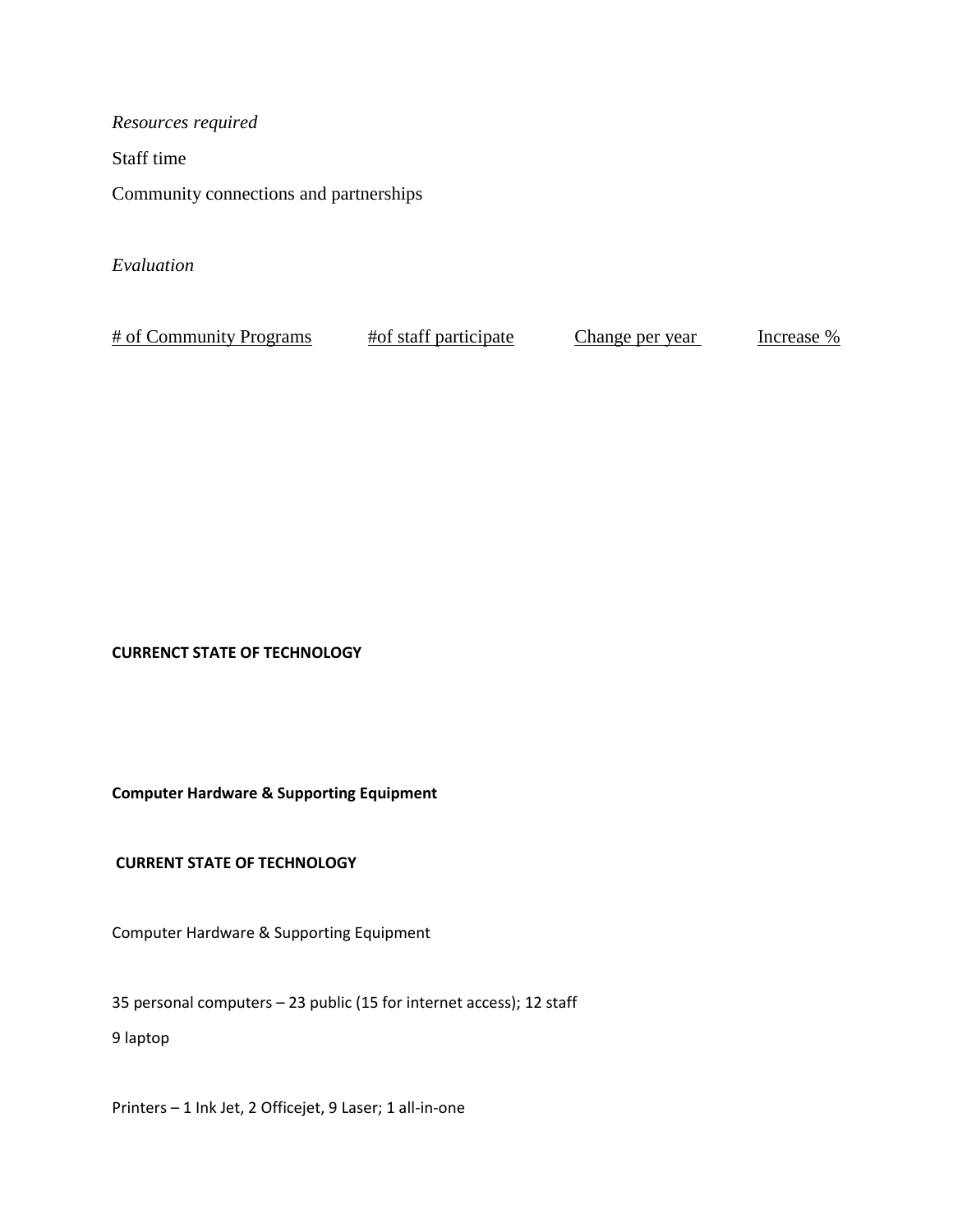*Resources required*

Staff time

Community connections and partnerships

*Evaluation*

| # of Community Programs | #of staff participate | Change per year | Increase % |
| --- | --- | --- | --- |

**CURRENCT STATE OF TECHNOLOGY**

**Computer Hardware & Supporting Equipment**

**CURRENT STATE OF TECHNOLOGY**

Computer Hardware & Supporting Equipment

35 personal computers – 23 public (15 for internet access); 12 staff

9 laptop

Printers – 1 Ink Jet, 2 Officejet, 9 Laser; 1 all-in-one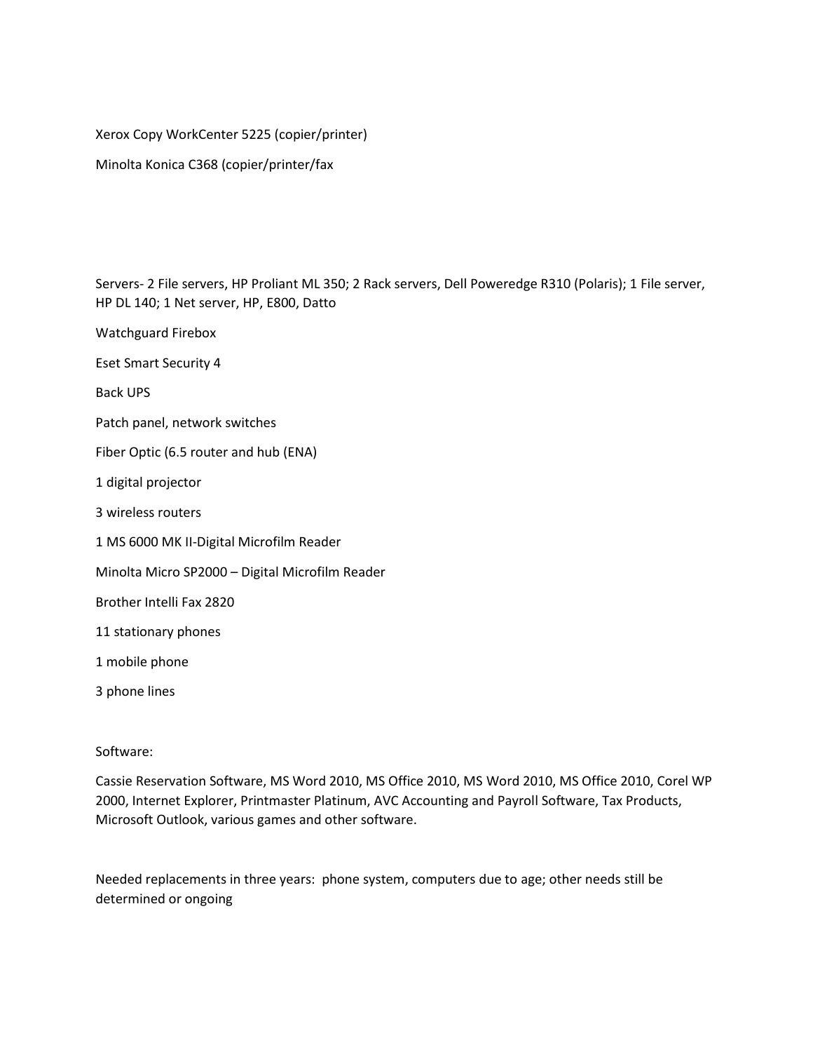Xerox Copy WorkCenter 5225 (copier/printer)

Minolta Konica C368 (copier/printer/fax

Servers- 2 File servers, HP Proliant ML 350; 2 Rack servers, Dell Poweredge R310 (Polaris); 1 File server, HP DL 140; 1 Net server, HP, E800, Datto

Watchguard Firebox

Eset Smart Security 4

Back UPS

Patch panel, network switches

Fiber Optic (6.5 router and hub (ENA)

1 digital projector

3 wireless routers

1 MS 6000 MK II-Digital Microfilm Reader

Minolta Micro SP2000 – Digital Microfilm Reader

Brother Intelli Fax 2820

11 stationary phones

1 mobile phone

3 phone lines

Software:

Cassie Reservation Software, MS Word 2010, MS Office 2010, MS Word 2010, MS Office 2010, Corel WP 2000, Internet Explorer, Printmaster Platinum, AVC Accounting and Payroll Software, Tax Products, Microsoft Outlook, various games and other software.

Needed replacements in three years: phone system, computers due to age; other needs still be determined or ongoing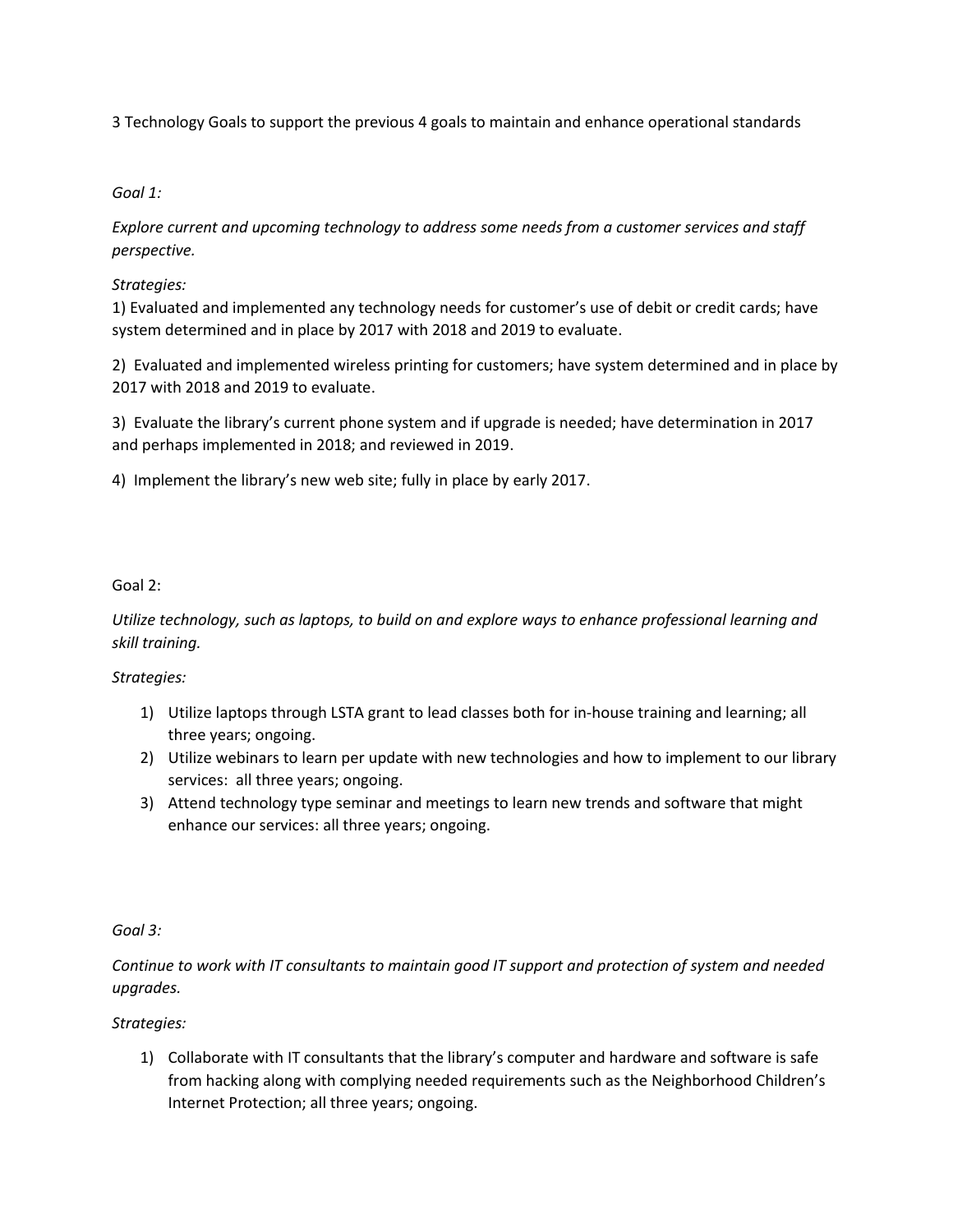3 Technology Goals to support the previous 4 goals to maintain and enhance operational standards

*Goal 1:*

*Explore current and upcoming technology to address some needs from a customer services and staff perspective.*

*Strategies:*

1) Evaluated and implemented any technology needs for customer's use of debit or credit cards; have system determined and in place by 2017 with 2018 and 2019 to evaluate.

2) Evaluated and implemented wireless printing for customers; have system determined and in place by 2017 with 2018 and 2019 to evaluate.

3) Evaluate the library's current phone system and if upgrade is needed; have determination in 2017 and perhaps implemented in 2018; and reviewed in 2019.

4) Implement the library's new web site; fully in place by early 2017.

Goal 2:

*Utilize technology, such as laptops, to build on and explore ways to enhance professional learning and skill training.*

*Strategies:*

1) Utilize laptops through LSTA grant to lead classes both for in-house training and learning; all three years; ongoing.
2) Utilize webinars to learn per update with new technologies and how to implement to our library services: all three years; ongoing.
3) Attend technology type seminar and meetings to learn new trends and software that might enhance our services: all three years; ongoing.

*Goal 3:*

*Continue to work with IT consultants to maintain good IT support and protection of system and needed upgrades.*

*Strategies:*

1) Collaborate with IT consultants that the library's computer and hardware and software is safe from hacking along with complying needed requirements such as the Neighborhood Children's Internet Protection; all three years; ongoing.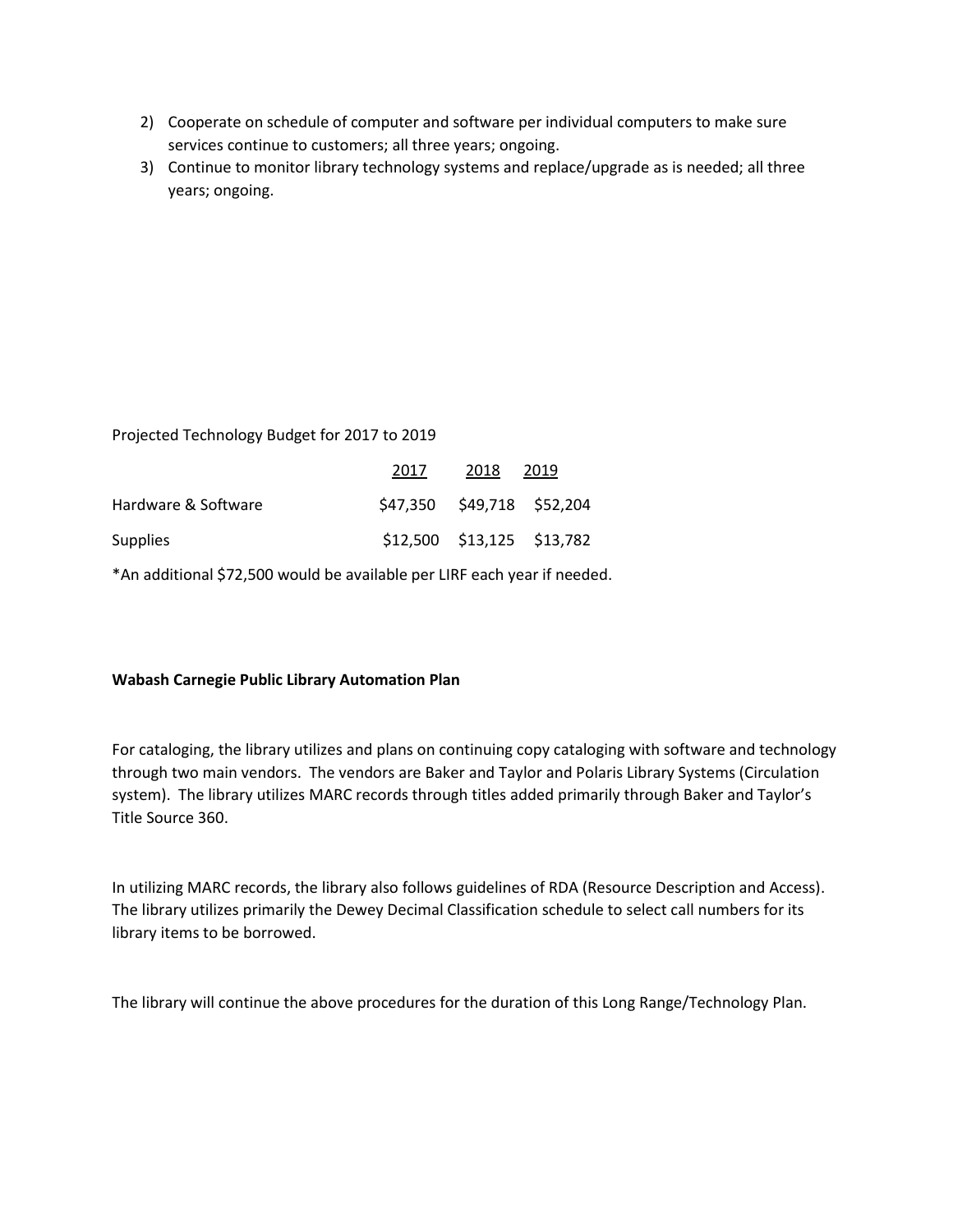2) Cooperate on schedule of computer and software per individual computers to make sure services continue to customers; all three years; ongoing.
3) Continue to monitor library technology systems and replace/upgrade as is needed; all three years; ongoing.

Projected Technology Budget for 2017 to 2019

| | 2017 | 2018 | 2019 |
|---|---|---|---|
| Hardware & Software | $47,350 | $49,718 | $52,204 |
| Supplies | $12,500 | $13,125 | $13,782 |

*An additional $72,500 would be available per LIRF each year if needed.

**Wabash Carnegie Public Library Automation Plan**

For cataloging, the library utilizes and plans on continuing copy cataloging with software and technology through two main vendors. The vendors are Baker and Taylor and Polaris Library Systems (Circulation system). The library utilizes MARC records through titles added primarily through Baker and Taylor's Title Source 360.

In utilizing MARC records, the library also follows guidelines of RDA (Resource Description and Access). The library utilizes primarily the Dewey Decimal Classification schedule to select call numbers for its library items to be borrowed.

The library will continue the above procedures for the duration of this Long Range/Technology Plan.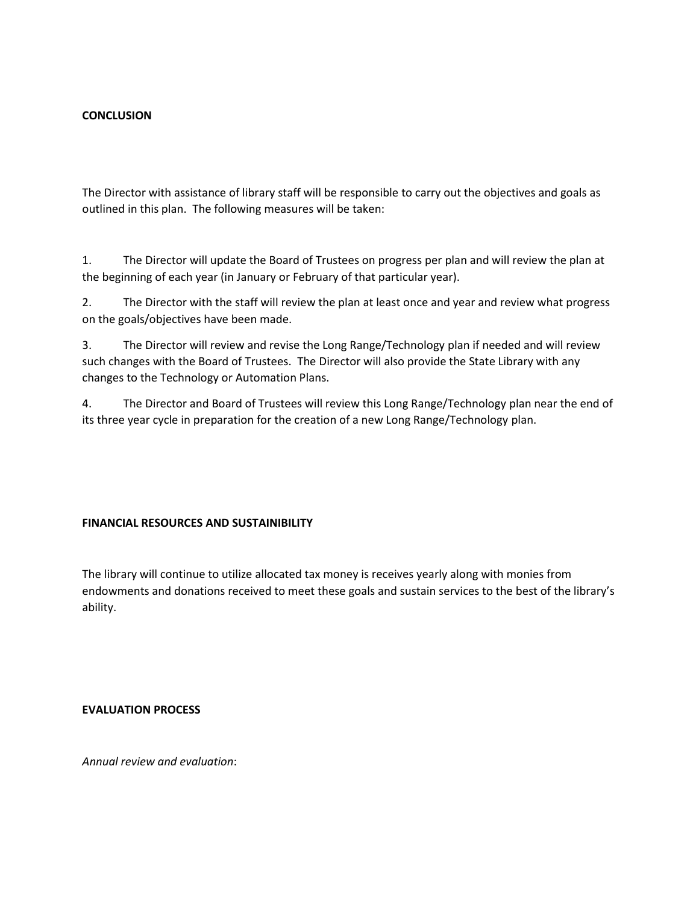**CONCLUSION**

The Director with assistance of library staff will be responsible to carry out the objectives and goals as outlined in this plan. The following measures will be taken:

1. The Director will update the Board of Trustees on progress per plan and will review the plan at the beginning of each year (in January or February of that particular year).

2. The Director with the staff will review the plan at least once and year and review what progress on the goals/objectives have been made.

3. The Director will review and revise the Long Range/Technology plan if needed and will review such changes with the Board of Trustees. The Director will also provide the State Library with any changes to the Technology or Automation Plans.

4. The Director and Board of Trustees will review this Long Range/Technology plan near the end of its three year cycle in preparation for the creation of a new Long Range/Technology plan.

**FINANCIAL RESOURCES AND SUSTAINIBILITY**

The library will continue to utilize allocated tax money is receives yearly along with monies from endowments and donations received to meet these goals and sustain services to the best of the library's ability.

**EVALUATION PROCESS**

*Annual review and evaluation*: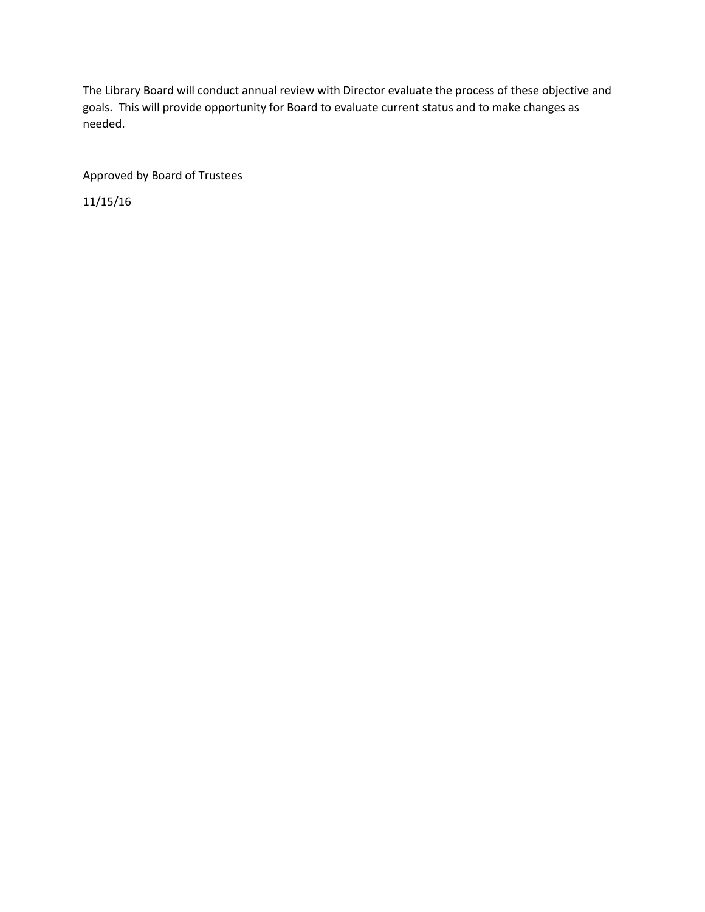The Library Board will conduct annual review with Director evaluate the process of these objective and goals. This will provide opportunity for Board to evaluate current status and to make changes as needed.

Approved by Board of Trustees

11/15/16